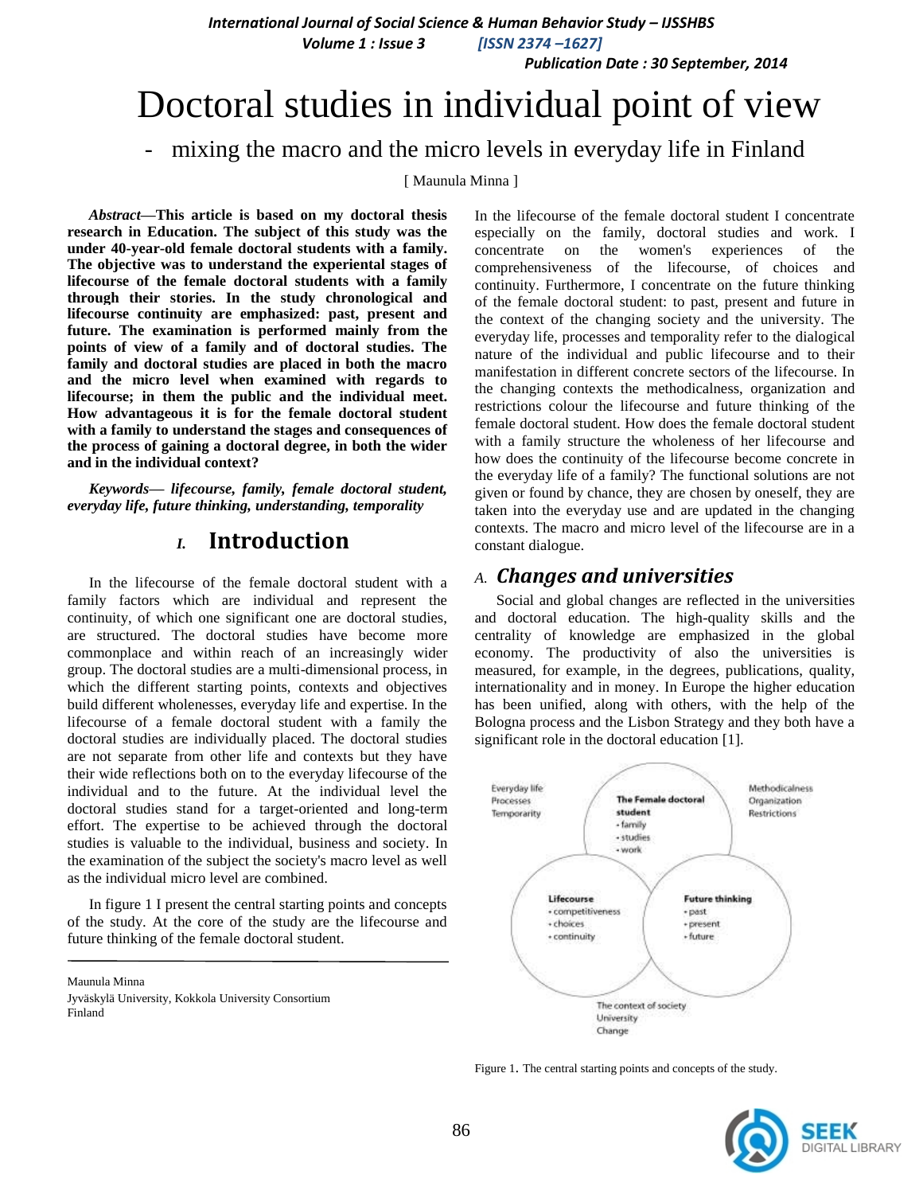# Doctoral studies in individual point of view

## - mixing the macro and the micro levels in everyday life in Finland

[ Maunula Minna ]

***Abstract*—This article is based on my doctoral thesis research in Education. The subject of this study was the under 40-year-old female doctoral students with a family. The objective was to understand the experiental stages of lifecourse of the female doctoral students with a family through their stories. In the study chronological and lifecourse continuity are emphasized: past, present and future. The examination is performed mainly from the points of view of a family and of doctoral studies. The family and doctoral studies are placed in both the macro and the micro level when examined with regards to lifecourse; in them the public and the individual meet. How advantageous it is for the female doctoral student with a family to understand the stages and consequences of the process of gaining a doctoral degree, in both the wider and in the individual context?**

***Keywords*— *lifecourse, family, female doctoral student, everyday life, future thinking, understanding, temporality***

## I. Introduction

In the lifecourse of the female doctoral student with a family factors which are individual and represent the continuity, of which one significant one are doctoral studies, are structured. The doctoral studies have become more commonplace and within reach of an increasingly wider group. The doctoral studies are a multi-dimensional process, in which the different starting points, contexts and objectives build different wholenesses, everyday life and expertise. In the lifecourse of a female doctoral student with a family the doctoral studies are individually placed. The doctoral studies are not separate from other life and contexts but they have their wide reflections both on to the everyday lifecourse of the individual and to the future. At the individual level the doctoral studies stand for a target-oriented and long-term effort. The expertise to be achieved through the doctoral studies is valuable to the individual, business and society. In the examination of the subject the society's macro level as well as the individual micro level are combined.

In figure 1 I present the central starting points and concepts of the study. At the core of the study are the lifecourse and future thinking of the female doctoral student.

In the lifecourse of the female doctoral student I concentrate especially on the family, doctoral studies and work. I concentrate on the women's experiences of the comprehensiveness of the lifecourse, of choices and continuity. Furthermore, I concentrate on the future thinking of the female doctoral student: to past, present and future in the context of the changing society and the university. The everyday life, processes and temporality refer to the dialogical nature of the individual and public lifecourse and to their manifestation in different concrete sectors of the lifecourse. In the changing contexts the methodicalness, organization and restrictions colour the lifecourse and future thinking of the female doctoral student. How does the female doctoral student with a family structure the wholeness of her lifecourse and how does the continuity of the lifecourse become concrete in the everyday life of a family? The functional solutions are not given or found by chance, they are chosen by oneself, they are taken into the everyday use and are updated in the changing contexts. The macro and micro level of the lifecourse are in a constant dialogue.

### A. *Changes and universities*

Social and global changes are reflected in the universities and doctoral education. The high-quality skills and the centrality of knowledge are emphasized in the global economy. The productivity of also the universities is measured, for example, in the degrees, publications, quality, internationality and in money. In Europe the higher education has been unified, along with others, with the help of the Bologna process and the Lisbon Strategy and they both have a significant role in the doctoral education [1].

Figure 1. The central starting points and concepts of the study.

---

Maunula Minna
Jyväskylä University, Kokkola University Consortium
Finland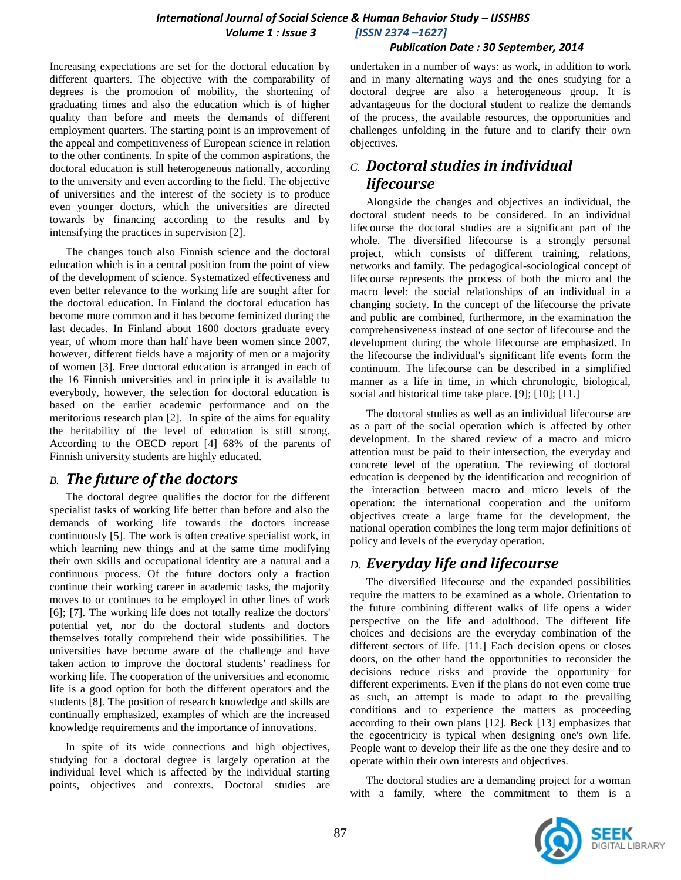Increasing expectations are set for the doctoral education by different quarters. The objective with the comparability of degrees is the promotion of mobility, the shortening of graduating times and also the education which is of higher quality than before and meets the demands of different employment quarters. The starting point is an improvement of the appeal and competitiveness of European science in relation to the other continents. In spite of the common aspirations, the doctoral education is still heterogeneous nationally, according to the university and even according to the field. The objective of universities and the interest of the society is to produce even younger doctors, which the universities are directed towards by financing according to the results and by intensifying the practices in supervision [2].

The changes touch also Finnish science and the doctoral education which is in a central position from the point of view of the development of science. Systematized effectiveness and even better relevance to the working life are sought after for the doctoral education. In Finland the doctoral education has become more common and it has become feminized during the last decades. In Finland about 1600 doctors graduate every year, of whom more than half have been women since 2007, however, different fields have a majority of men or a majority of women [3]. Free doctoral education is arranged in each of the 16 Finnish universities and in principle it is available to everybody, however, the selection for doctoral education is based on the earlier academic performance and on the meritorious research plan [2]. In spite of the aims for equality the heritability of the level of education is still strong. According to the OECD report [4] 68% of the parents of Finnish university students are highly educated.

## B. *The future of the doctors*

The doctoral degree qualifies the doctor for the different specialist tasks of working life better than before and also the demands of working life towards the doctors increase continuously [5]. The work is often creative specialist work, in which learning new things and at the same time modifying their own skills and occupational identity are a natural and a continuous process. Of the future doctors only a fraction continue their working career in academic tasks, the majority moves to or continues to be employed in other lines of work [6]; [7]. The working life does not totally realize the doctors' potential yet, nor do the doctoral students and doctors themselves totally comprehend their wide possibilities. The universities have become aware of the challenge and have taken action to improve the doctoral students' readiness for working life. The cooperation of the universities and economic life is a good option for both the different operators and the students [8]. The position of research knowledge and skills are continually emphasized, examples of which are the increased knowledge requirements and the importance of innovations.

In spite of its wide connections and high objectives, studying for a doctoral degree is largely operation at the individual level which is affected by the individual starting points, objectives and contexts. Doctoral studies are undertaken in a number of ways: as work, in addition to work and in many alternating ways and the ones studying for a doctoral degree are also a heterogeneous group. It is advantageous for the doctoral student to realize the demands of the process, the available resources, the opportunities and challenges unfolding in the future and to clarify their own objectives.

## C. *Doctoral studies in individual lifecourse*

Alongside the changes and objectives an individual, the doctoral student needs to be considered. In an individual lifecourse the doctoral studies are a significant part of the whole. The diversified lifecourse is a strongly personal project, which consists of different training, relations, networks and family. The pedagogical-sociological concept of lifecourse represents the process of both the micro and the macro level: the social relationships of an individual in a changing society. In the concept of the lifecourse the private and public are combined, furthermore, in the examination the comprehensiveness instead of one sector of lifecourse and the development during the whole lifecourse are emphasized. In the lifecourse the individual's significant life events form the continuum. The lifecourse can be described in a simplified manner as a life in time, in which chronologic, biological, social and historical time take place. [9]; [10]; [11.]

The doctoral studies as well as an individual lifecourse are as a part of the social operation which is affected by other development. In the shared review of a macro and micro attention must be paid to their intersection, the everyday and concrete level of the operation. The reviewing of doctoral education is deepened by the identification and recognition of the interaction between macro and micro levels of the operation: the international cooperation and the uniform objectives create a large frame for the development, the national operation combines the long term major definitions of policy and levels of the everyday operation.

## D. *Everyday life and lifecourse*

The diversified lifecourse and the expanded possibilities require the matters to be examined as a whole. Orientation to the future combining different walks of life opens a wider perspective on the life and adulthood. The different life choices and decisions are the everyday combination of the different sectors of life. [11.] Each decision opens or closes doors, on the other hand the opportunities to reconsider the decisions reduce risks and provide the opportunity for different experiments. Even if the plans do not even come true as such, an attempt is made to adapt to the prevailing conditions and to experience the matters as proceeding according to their own plans [12]. Beck [13] emphasizes that the egocentricity is typical when designing one's own life. People want to develop their life as the one they desire and to operate within their own interests and objectives.

The doctoral studies are a demanding project for a woman with a family, where the commitment to them is a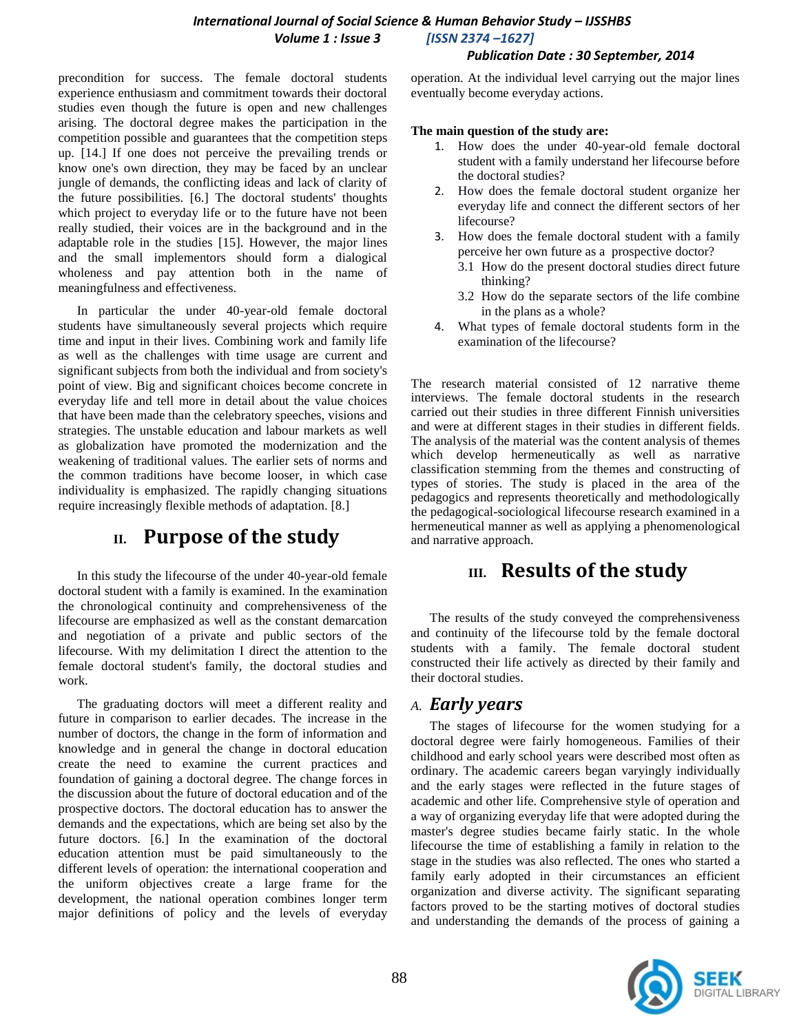precondition for success. The female doctoral students experience enthusiasm and commitment towards their doctoral studies even though the future is open and new challenges arising. The doctoral degree makes the participation in the competition possible and guarantees that the competition steps up. [14.] If one does not perceive the prevailing trends or know one's own direction, they may be faced by an unclear jungle of demands, the conflicting ideas and lack of clarity of the future possibilities. [6.] The doctoral students' thoughts which project to everyday life or to the future have not been really studied, their voices are in the background and in the adaptable role in the studies [15]. However, the major lines and the small implementors should form a dialogical wholeness and pay attention both in the name of meaningfulness and effectiveness.

In particular the under 40-year-old female doctoral students have simultaneously several projects which require time and input in their lives. Combining work and family life as well as the challenges with time usage are current and significant subjects from both the individual and from society's point of view. Big and significant choices become concrete in everyday life and tell more in detail about the value choices that have been made than the celebratory speeches, visions and strategies. The unstable education and labour markets as well as globalization have promoted the modernization and the weakening of traditional values. The earlier sets of norms and the common traditions have become looser, in which case individuality is emphasized. The rapidly changing situations require increasingly flexible methods of adaptation. [8.]

## II. Purpose of the study

In this study the lifecourse of the under 40-year-old female doctoral student with a family is examined. In the examination the chronological continuity and comprehensiveness of the lifecourse are emphasized as well as the constant demarcation and negotiation of a private and public sectors of the lifecourse. With my delimitation I direct the attention to the female doctoral student's family, the doctoral studies and work.

The graduating doctors will meet a different reality and future in comparison to earlier decades. The increase in the number of doctors, the change in the form of information and knowledge and in general the change in doctoral education create the need to examine the current practices and foundation of gaining a doctoral degree. The change forces in the discussion about the future of doctoral education and of the prospective doctors. The doctoral education has to answer the demands and the expectations, which are being set also by the future doctors. [6.] In the examination of the doctoral education attention must be paid simultaneously to the different levels of operation: the international cooperation and the uniform objectives create a large frame for the development, the national operation combines longer term major definitions of policy and the levels of everyday operation. At the individual level carrying out the major lines eventually become everyday actions.

**The main question of the study are:**

1. How does the under 40-year-old female doctoral student with a family understand her lifecourse before the doctoral studies?
2. How does the female doctoral student organize her everyday life and connect the different sectors of her lifecourse?
3. How does the female doctoral student with a family perceive her own future as a prospective doctor?
   - 3.1 How do the present doctoral studies direct future thinking?
   - 3.2 How do the separate sectors of the life combine in the plans as a whole?
4. What types of female doctoral students form in the examination of the lifecourse?

The research material consisted of 12 narrative theme interviews. The female doctoral students in the research carried out their studies in three different Finnish universities and were at different stages in their studies in different fields. The analysis of the material was the content analysis of themes which develop hermeneutically as well as narrative classification stemming from the themes and constructing of types of stories. The study is placed in the area of the pedagogics and represents theoretically and methodologically the pedagogical-sociological lifecourse research examined in a hermeneutical manner as well as applying a phenomenological and narrative approach.

## III. Results of the study

The results of the study conveyed the comprehensiveness and continuity of the lifecourse told by the female doctoral students with a family. The female doctoral student constructed their life actively as directed by their family and their doctoral studies.

### *A. Early years*

The stages of lifecourse for the women studying for a doctoral degree were fairly homogeneous. Families of their childhood and early school years were described most often as ordinary. The academic careers began varyingly individually and the early stages were reflected in the future stages of academic and other life. Comprehensive style of operation and a way of organizing everyday life that were adopted during the master's degree studies became fairly static. In the whole lifecourse the time of establishing a family in relation to the stage in the studies was also reflected. The ones who started a family early adopted in their circumstances an efficient operation and diverse activity. The significant separating factors proved to be the starting motives of doctoral studies and understanding the demands of the process of gaining a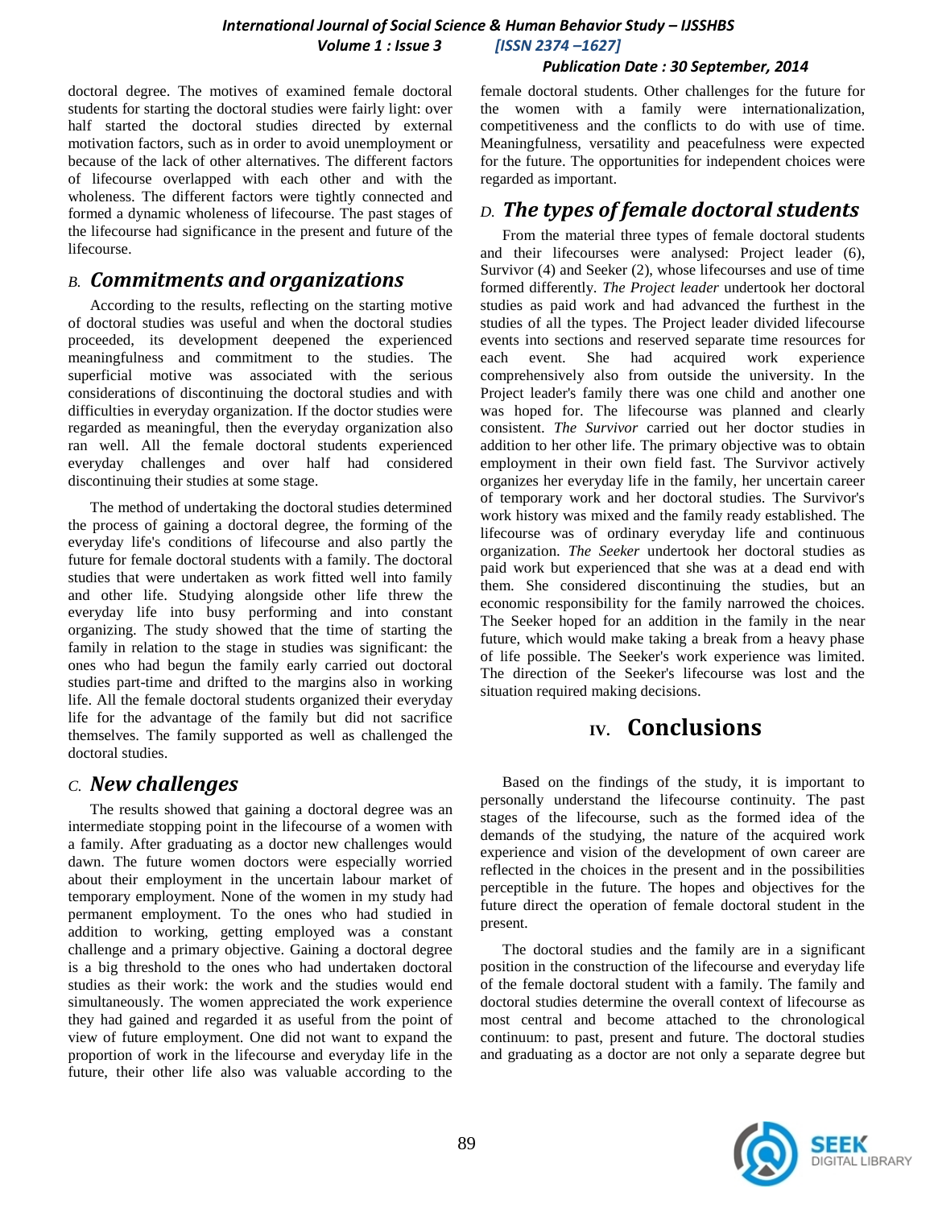doctoral degree. The motives of examined female doctoral students for starting the doctoral studies were fairly light: over half started the doctoral studies directed by external motivation factors, such as in order to avoid unemployment or because of the lack of other alternatives. The different factors of lifecourse overlapped with each other and with the wholeness. The different factors were tightly connected and formed a dynamic wholeness of lifecourse. The past stages of the lifecourse had significance in the present and future of the lifecourse.

## *B. Commitments and organizations*

According to the results, reflecting on the starting motive of doctoral studies was useful and when the doctoral studies proceeded, its development deepened the experienced meaningfulness and commitment to the studies. The superficial motive was associated with the serious considerations of discontinuing the doctoral studies and with difficulties in everyday organization. If the doctor studies were regarded as meaningful, then the everyday organization also ran well. All the female doctoral students experienced everyday challenges and over half had considered discontinuing their studies at some stage.

The method of undertaking the doctoral studies determined the process of gaining a doctoral degree, the forming of the everyday life's conditions of lifecourse and also partly the future for female doctoral students with a family. The doctoral studies that were undertaken as work fitted well into family and other life. Studying alongside other life threw the everyday life into busy performing and into constant organizing. The study showed that the time of starting the family in relation to the stage in studies was significant: the ones who had begun the family early carried out doctoral studies part-time and drifted to the margins also in working life. All the female doctoral students organized their everyday life for the advantage of the family but did not sacrifice themselves. The family supported as well as challenged the doctoral studies.

## *C. New challenges*

The results showed that gaining a doctoral degree was an intermediate stopping point in the lifecourse of a women with a family. After graduating as a doctor new challenges would dawn. The future women doctors were especially worried about their employment in the uncertain labour market of temporary employment. None of the women in my study had permanent employment. To the ones who had studied in addition to working, getting employed was a constant challenge and a primary objective. Gaining a doctoral degree is a big threshold to the ones who had undertaken doctoral studies as their work: the work and the studies would end simultaneously. The women appreciated the work experience they had gained and regarded it as useful from the point of view of future employment. One did not want to expand the proportion of work in the lifecourse and everyday life in the future, their other life also was valuable according to the female doctoral students. Other challenges for the future for the women with a family were internationalization, competitiveness and the conflicts to do with use of time. Meaningfulness, versatility and peacefulness were expected for the future. The opportunities for independent choices were regarded as important.

## *D. The types of female doctoral students*

From the material three types of female doctoral students and their lifecourses were analysed: Project leader (6), Survivor (4) and Seeker (2), whose lifecourses and use of time formed differently. *The Project leader* undertook her doctoral studies as paid work and had advanced the furthest in the studies of all the types. The Project leader divided lifecourse events into sections and reserved separate time resources for each event. She had acquired work experience comprehensively also from outside the university. In the Project leader's family there was one child and another one was hoped for. The lifecourse was planned and clearly consistent. *The Survivor* carried out her doctor studies in addition to her other life. The primary objective was to obtain employment in their own field fast. The Survivor actively organizes her everyday life in the family, her uncertain career of temporary work and her doctoral studies. The Survivor's work history was mixed and the family ready established. The lifecourse was of ordinary everyday life and continuous organization. *The Seeker* undertook her doctoral studies as paid work but experienced that she was at a dead end with them. She considered discontinuing the studies, but an economic responsibility for the family narrowed the choices. The Seeker hoped for an addition in the family in the near future, which would make taking a break from a heavy phase of life possible. The Seeker's work experience was limited. The direction of the Seeker's lifecourse was lost and the situation required making decisions.

# IV. Conclusions

Based on the findings of the study, it is important to personally understand the lifecourse continuity. The past stages of the lifecourse, such as the formed idea of the demands of the studying, the nature of the acquired work experience and vision of the development of own career are reflected in the choices in the present and in the possibilities perceptible in the future. The hopes and objectives for the future direct the operation of female doctoral student in the present.

The doctoral studies and the family are in a significant position in the construction of the lifecourse and everyday life of the female doctoral student with a family. The family and doctoral studies determine the overall context of lifecourse as most central and become attached to the chronological continuum: to past, present and future. The doctoral studies and graduating as a doctor are not only a separate degree but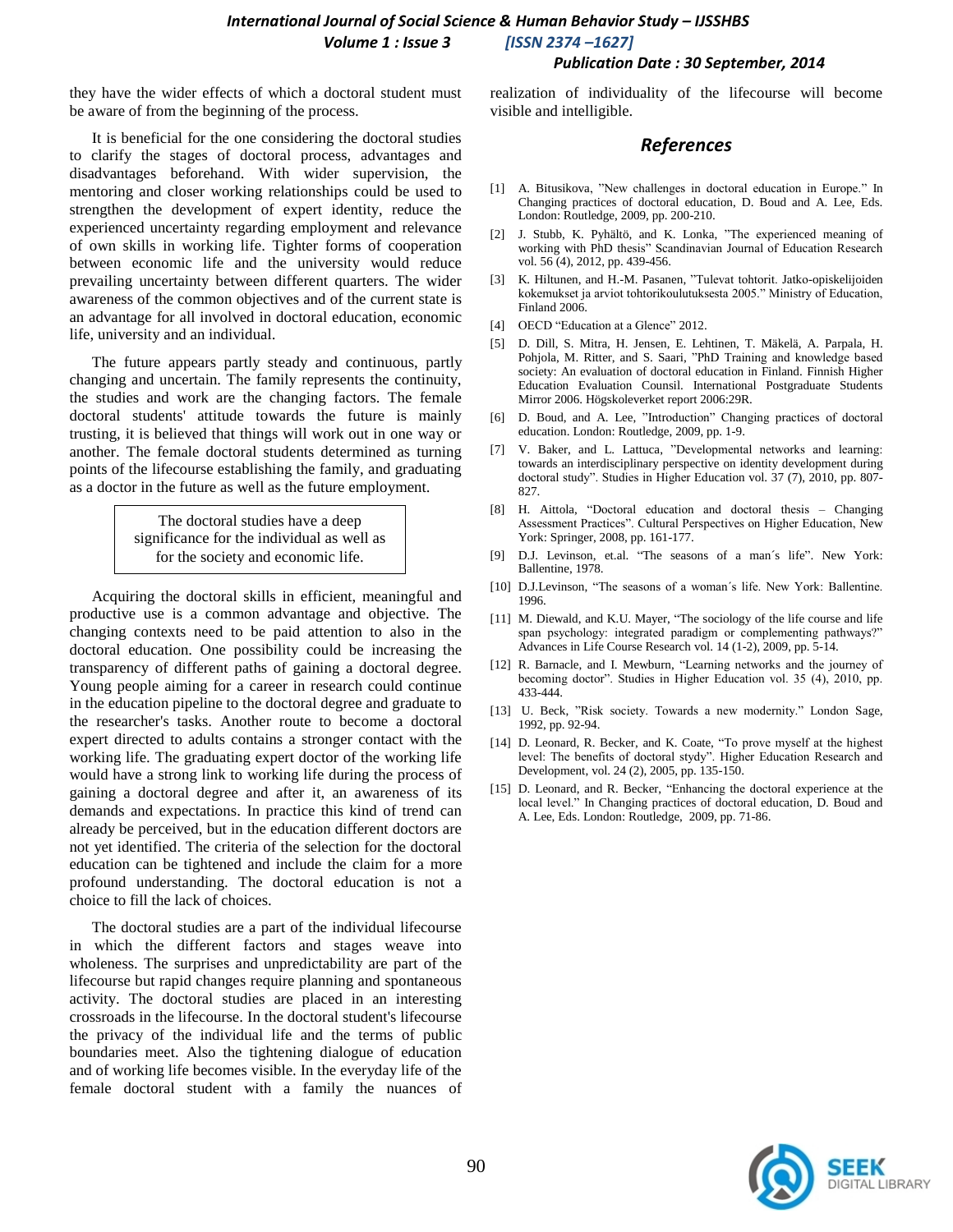they have the wider effects of which a doctoral student must be aware of from the beginning of the process.

It is beneficial for the one considering the doctoral studies to clarify the stages of doctoral process, advantages and disadvantages beforehand. With wider supervision, the mentoring and closer working relationships could be used to strengthen the development of expert identity, reduce the experienced uncertainty regarding employment and relevance of own skills in working life. Tighter forms of cooperation between economic life and the university would reduce prevailing uncertainty between different quarters. The wider awareness of the common objectives and of the current state is an advantage for all involved in doctoral education, economic life, university and an individual.

The future appears partly steady and continuous, partly changing and uncertain. The family represents the continuity, the studies and work are the changing factors. The female doctoral students' attitude towards the future is mainly trusting, it is believed that things will work out in one way or another. The female doctoral students determined as turning points of the lifecourse establishing the family, and graduating as a doctor in the future as well as the future employment.

> The doctoral studies have a deep significance for the individual as well as for the society and economic life.

Acquiring the doctoral skills in efficient, meaningful and productive use is a common advantage and objective. The changing contexts need to be paid attention to also in the doctoral education. One possibility could be increasing the transparency of different paths of gaining a doctoral degree. Young people aiming for a career in research could continue in the education pipeline to the doctoral degree and graduate to the researcher's tasks. Another route to become a doctoral expert directed to adults contains a stronger contact with the working life. The graduating expert doctor of the working life would have a strong link to working life during the process of gaining a doctoral degree and after it, an awareness of its demands and expectations. In practice this kind of trend can already be perceived, but in the education different doctors are not yet identified. The criteria of the selection for the doctoral education can be tightened and include the claim for a more profound understanding. The doctoral education is not a choice to fill the lack of choices.

The doctoral studies are a part of the individual lifecourse in which the different factors and stages weave into wholeness. The surprises and unpredictability are part of the lifecourse but rapid changes require planning and spontaneous activity. The doctoral studies are placed in an interesting crossroads in the lifecourse. In the doctoral student's lifecourse the privacy of the individual life and the terms of public boundaries meet. Also the tightening dialogue of education and of working life becomes visible. In the everyday life of the female doctoral student with a family the nuances of realization of individuality of the lifecourse will become visible and intelligible.

## *References*

[1] A. Bitusikova, "New challenges in doctoral education in Europe." In Changing practices of doctoral education, D. Boud and A. Lee, Eds. London: Routledge, 2009, pp. 200-210.

[2] J. Stubb, K. Pyhältö, and K. Lonka, "The experienced meaning of working with PhD thesis" Scandinavian Journal of Education Research vol. 56 (4), 2012, pp. 439-456.

[3] K. Hiltunen, and H.-M. Pasanen, "Tulevat tohtorit. Jatko-opiskelijoiden kokemukset ja arviot tohtorikoulutuksesta 2005." Ministry of Education, Finland 2006.

[4] OECD "Education at a Glence" 2012.

[5] D. Dill, S. Mitra, H. Jensen, E. Lehtinen, T. Mäkelä, A. Parpala, H. Pohjola, M. Ritter, and S. Saari, "PhD Training and knowledge based society: An evaluation of doctoral education in Finland. Finnish Higher Education Evaluation Counsil. International Postgraduate Students Mirror 2006. Högskoleverket report 2006:29R.

[6] D. Boud, and A. Lee, "Introduction" Changing practices of doctoral education. London: Routledge, 2009, pp. 1-9.

[7] V. Baker, and L. Lattuca, "Developmental networks and learning: towards an interdisciplinary perspective on identity development during doctoral study". Studies in Higher Education vol. 37 (7), 2010, pp. 807-827.

[8] H. Aittola, "Doctoral education and doctoral thesis – Changing Assessment Practices". Cultural Perspectives on Higher Education, New York: Springer, 2008, pp. 161-177.

[9] D.J. Levinson, et.al. "The seasons of a man´s life". New York: Ballentine, 1978.

[10] D.J.Levinson, "The seasons of a woman´s life. New York: Ballentine. 1996.

[11] M. Diewald, and K.U. Mayer, "The sociology of the life course and life span psychology: integrated paradigm or complementing pathways?" Advances in Life Course Research vol. 14 (1-2), 2009, pp. 5-14.

[12] R. Barnacle, and I. Mewburn, "Learning networks and the journey of becoming doctor". Studies in Higher Education vol. 35 (4), 2010, pp. 433-444.

[13] U. Beck, "Risk society. Towards a new modernity." London Sage, 1992, pp. 92-94.

[14] D. Leonard, R. Becker, and K. Coate, "To prove myself at the highest level: The benefits of doctoral stydy". Higher Education Research and Development, vol. 24 (2), 2005, pp. 135-150.

[15] D. Leonard, and R. Becker, "Enhancing the doctoral experience at the local level." In Changing practices of doctoral education, D. Boud and A. Lee, Eds. London: Routledge, 2009, pp. 71-86.